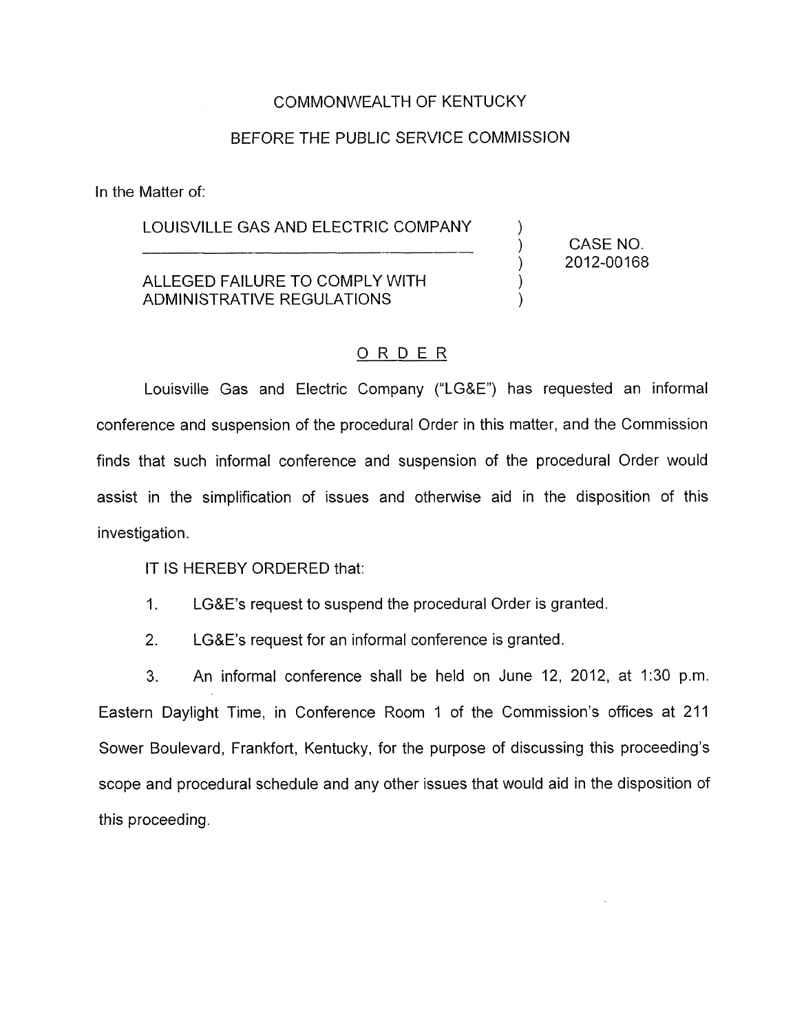COMMONWEALTH OF KENTUCKY

BEFORE THE PUBLIC SERVICE COMMISSION

In the Matter of:

| | | |
|---|---|---|
| LOUISVILLE GAS AND ELECTRIC COMPANY<br>_______________________________________<br>ALLEGED FAILURE TO COMPLY WITH ADMINISTRATIVE REGULATIONS | ) ) ) ) ) | CASE NO. 2012-00168 |

## ORDER

Louisville Gas and Electric Company ("LG&E") has requested an informal conference and suspension of the procedural Order in this matter, and the Commission finds that such informal conference and suspension of the procedural Order would assist in the simplification of issues and otherwise aid in the disposition of this investigation.

IT IS HEREBY ORDERED that:

1. LG&E's request to suspend the procedural Order is granted.

2. LG&E's request for an informal conference is granted.

3. An informal conference shall be held on June 12, 2012, at 1:30 p.m. Eastern Daylight Time, in Conference Room 1 of the Commission's offices at 211 Sower Boulevard, Frankfort, Kentucky, for the purpose of discussing this proceeding's scope and procedural schedule and any other issues that would aid in the disposition of this proceeding.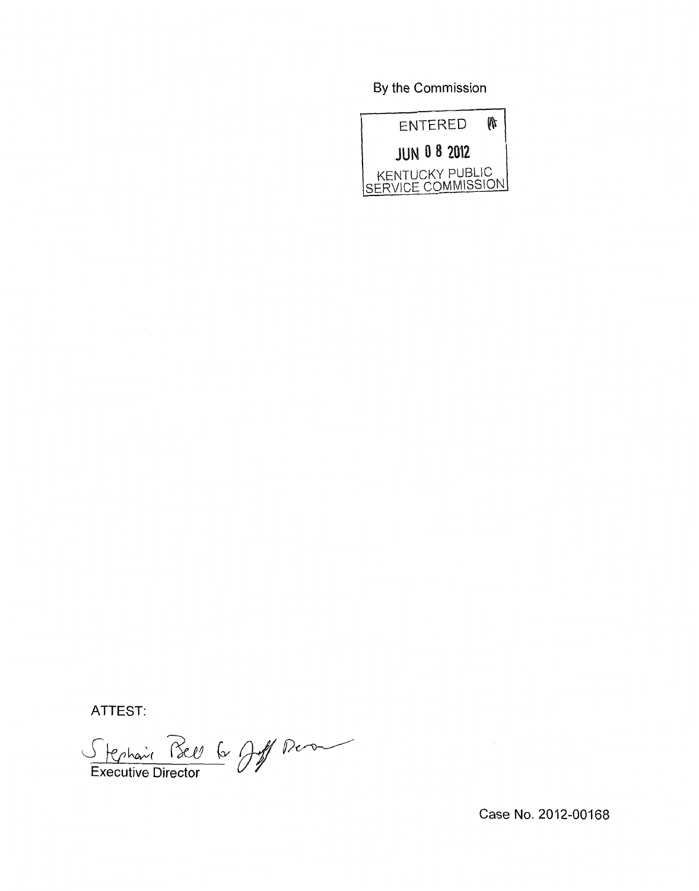By the Commission

ENTERED

JUN 08 2012

KENTUCKY PUBLIC SERVICE COMMISSION

ATTEST:

Stephanie Bell for Jeff Derouen

Executive Director

Case No. 2012-00168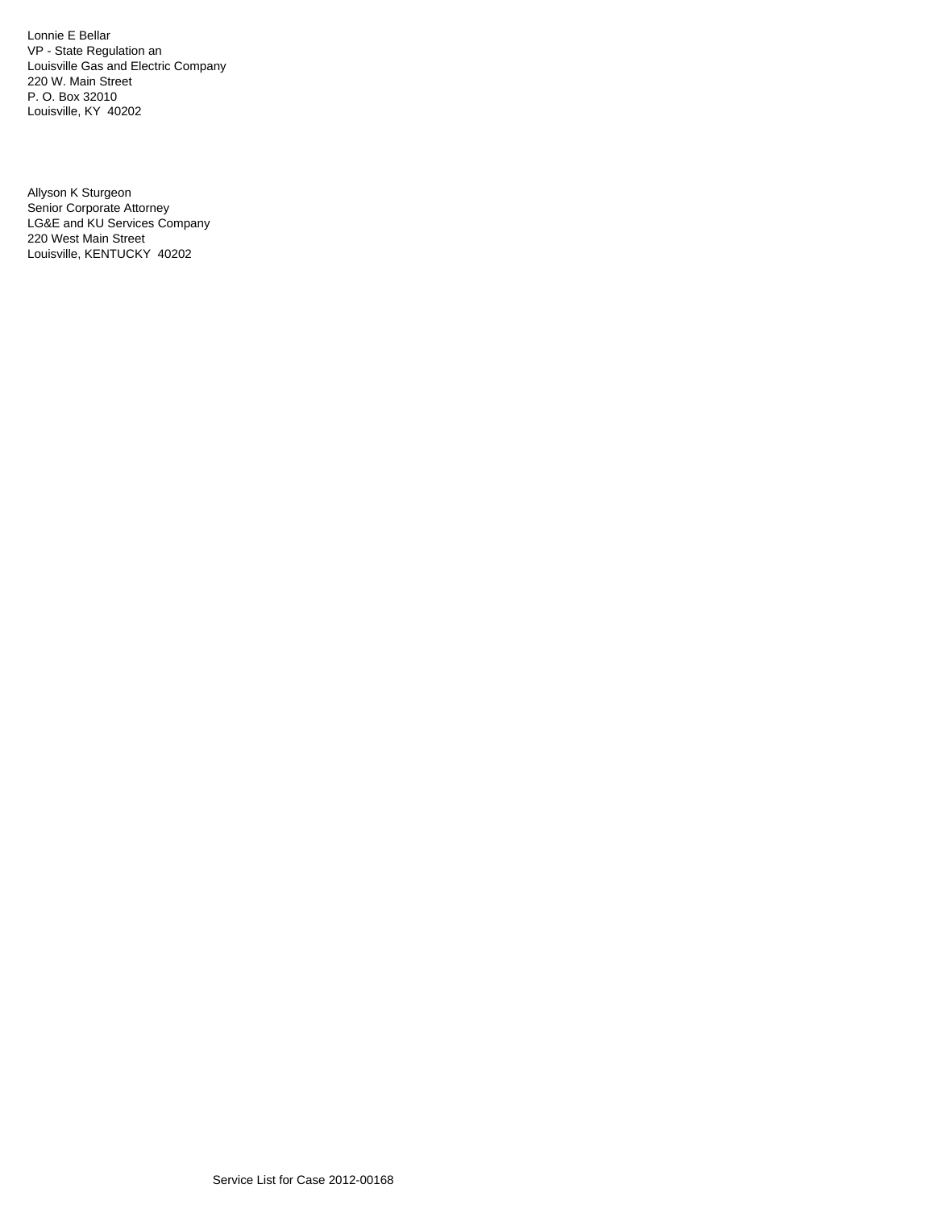Lonnie E Bellar
VP - State Regulation an
Louisville Gas and Electric Company
220 W. Main Street
P. O. Box 32010
Louisville, KY  40202

Allyson K Sturgeon
Senior Corporate Attorney
LG&E and KU Services Company
220 West Main Street
Louisville, KENTUCKY  40202

Service List for Case 2012-00168